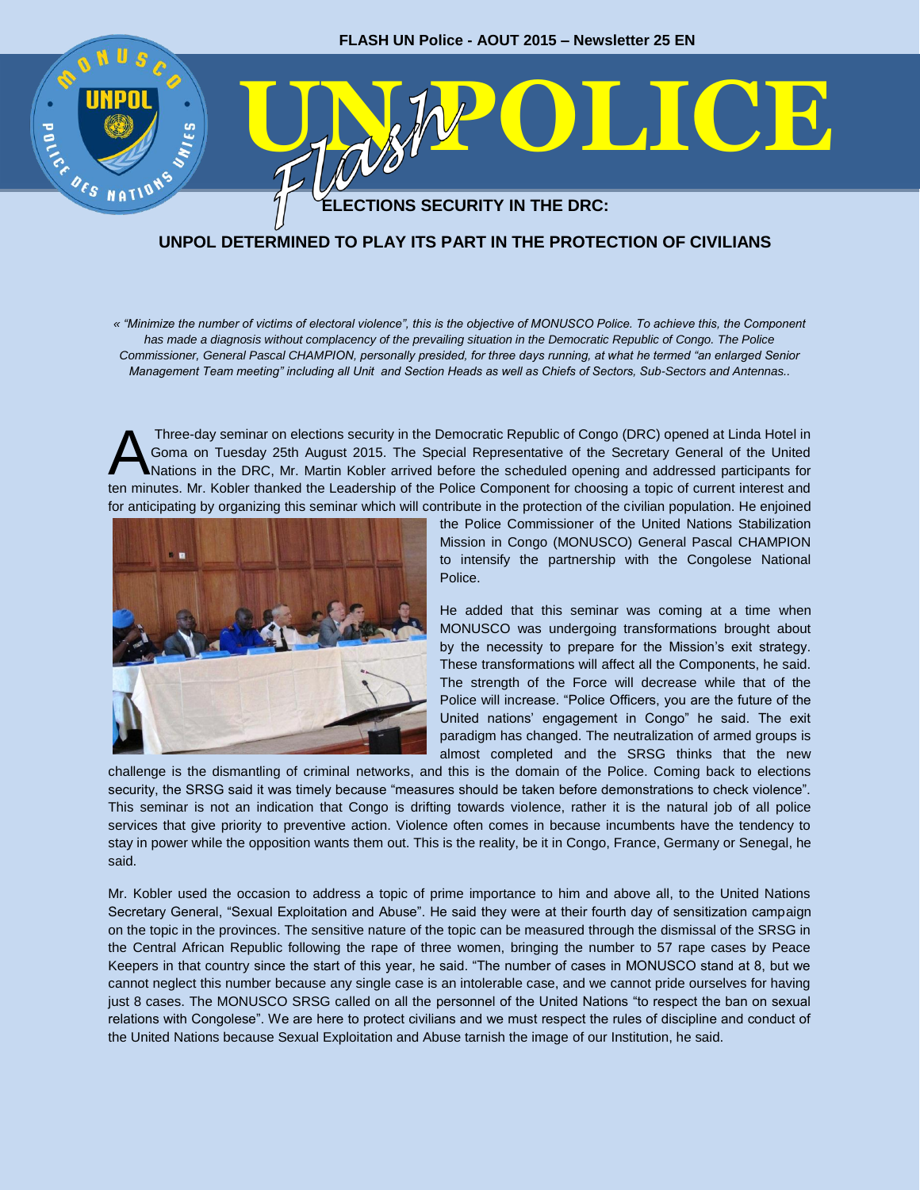FLASH UN Police - AOUT 2015 – Newsletter 25 EN

# UN Flash POLICE

## ELECTIONS SECURITY IN THE DRC:

## UNPOL DETERMINED TO PLAY ITS PART IN THE PROTECTION OF CIVILIANS

*« "Minimize the number of victims of electoral violence", this is the objective of MONUSCO Police. To achieve this, the Component has made a diagnosis without complacency of the prevailing situation in the Democratic Republic of Congo. The Police Commissioner, General Pascal CHAMPION, personally presided, for three days running, at what he termed "an enlarged Senior Management Team meeting" including all Unit and Section Heads as well as Chiefs of Sectors, Sub-Sectors and Antennas..*

A Three-day seminar on elections security in the Democratic Republic of Congo (DRC) opened at Linda Hotel in Goma on Tuesday 25th August 2015. The Special Representative of the Secretary General of the United Nations in the DRC, Mr. Martin Kobler arrived before the scheduled opening and addressed participants for ten minutes. Mr. Kobler thanked the Leadership of the Police Component for choosing a topic of current interest and for anticipating by organizing this seminar which will contribute in the protection of the civilian population. He enjoined the Police Commissioner of the United Nations Stabilization Mission in Congo (MONUSCO) General Pascal CHAMPION to intensify the partnership with the Congolese National Police.

He added that this seminar was coming at a time when MONUSCO was undergoing transformations brought about by the necessity to prepare for the Mission's exit strategy. These transformations will affect all the Components, he said. The strength of the Force will decrease while that of the Police will increase. "Police Officers, you are the future of the United nations' engagement in Congo" he said. The exit paradigm has changed. The neutralization of armed groups is almost completed and the SRSG thinks that the new challenge is the dismantling of criminal networks, and this is the domain of the Police. Coming back to elections security, the SRSG said it was timely because "measures should be taken before demonstrations to check violence". This seminar is not an indication that Congo is drifting towards violence, rather it is the natural job of all police services that give priority to preventive action. Violence often comes in because incumbents have the tendency to stay in power while the opposition wants them out. This is the reality, be it in Congo, France, Germany or Senegal, he said.

Mr. Kobler used the occasion to address a topic of prime importance to him and above all, to the United Nations Secretary General, "Sexual Exploitation and Abuse". He said they were at their fourth day of sensitization campaign on the topic in the provinces. The sensitive nature of the topic can be measured through the dismissal of the SRSG in the Central African Republic following the rape of three women, bringing the number to 57 rape cases by Peace Keepers in that country since the start of this year, he said. "The number of cases in MONUSCO stand at 8, but we cannot neglect this number because any single case is an intolerable case, and we cannot pride ourselves for having just 8 cases. The MONUSCO SRSG called on all the personnel of the United Nations "to respect the ban on sexual relations with Congolese". We are here to protect civilians and we must respect the rules of discipline and conduct of the United Nations because Sexual Exploitation and Abuse tarnish the image of our Institution, he said.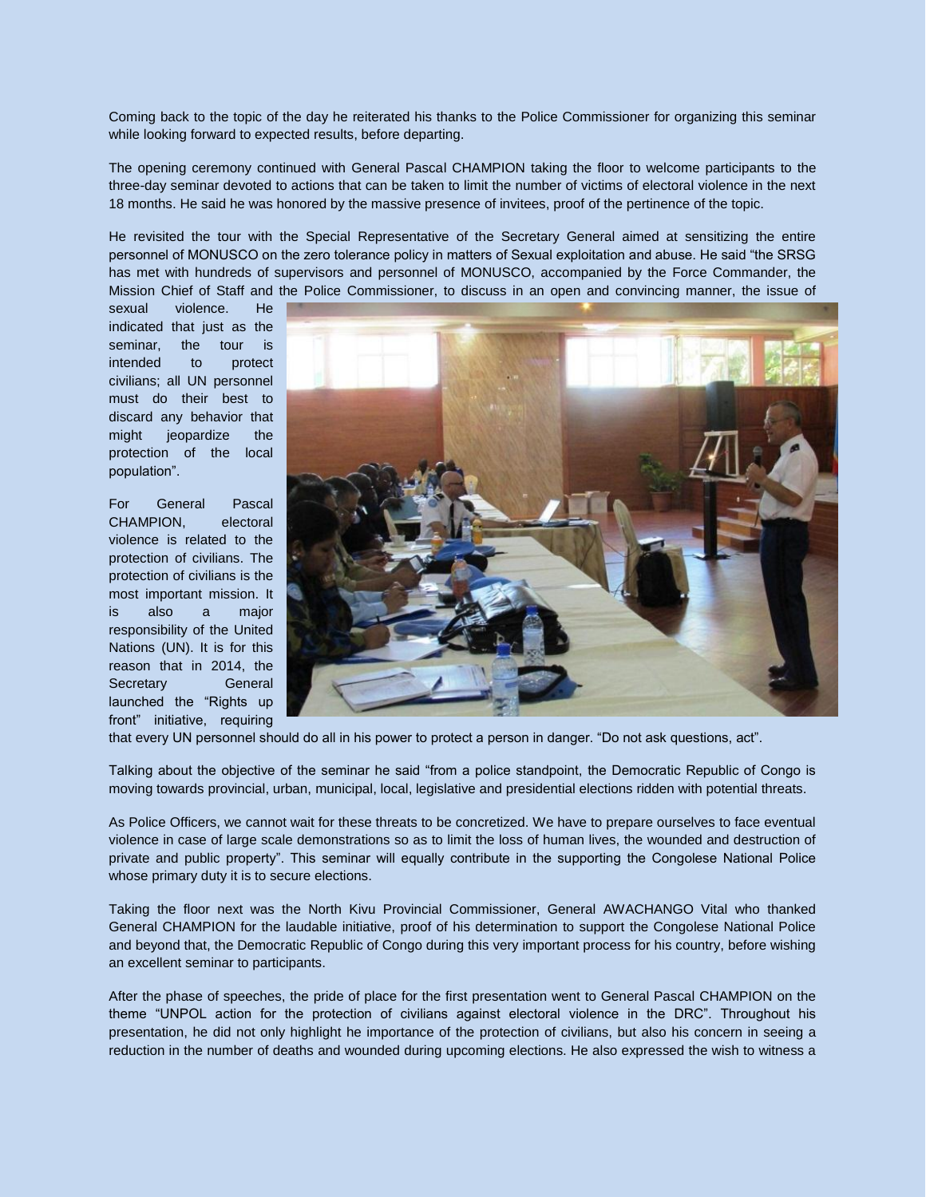Coming back to the topic of the day he reiterated his thanks to the Police Commissioner for organizing this seminar while looking forward to expected results, before departing.

The opening ceremony continued with General Pascal CHAMPION taking the floor to welcome participants to the three-day seminar devoted to actions that can be taken to limit the number of victims of electoral violence in the next 18 months. He said he was honored by the massive presence of invitees, proof of the pertinence of the topic.

He revisited the tour with the Special Representative of the Secretary General aimed at sensitizing the entire personnel of MONUSCO on the zero tolerance policy in matters of Sexual exploitation and abuse. He said "the SRSG has met with hundreds of supervisors and personnel of MONUSCO, accompanied by the Force Commander, the Mission Chief of Staff and the Police Commissioner, to discuss in an open and convincing manner, the issue of sexual violence. He indicated that just as the seminar, the tour is intended to protect civilians; all UN personnel must do their best to discard any behavior that might jeopardize the protection of the local population".

For General Pascal CHAMPION, electoral violence is related to the protection of civilians. The protection of civilians is the most important mission. It is also a major responsibility of the United Nations (UN). It is for this reason that in 2014, the Secretary General launched the "Rights up front" initiative, requiring that every UN personnel should do all in his power to protect a person in danger. "Do not ask questions, act".

Talking about the objective of the seminar he said "from a police standpoint, the Democratic Republic of Congo is moving towards provincial, urban, municipal, local, legislative and presidential elections ridden with potential threats.

As Police Officers, we cannot wait for these threats to be concretized. We have to prepare ourselves to face eventual violence in case of large scale demonstrations so as to limit the loss of human lives, the wounded and destruction of private and public property". This seminar will equally contribute in the supporting the Congolese National Police whose primary duty it is to secure elections.

Taking the floor next was the North Kivu Provincial Commissioner, General AWACHANGO Vital who thanked General CHAMPION for the laudable initiative, proof of his determination to support the Congolese National Police and beyond that, the Democratic Republic of Congo during this very important process for his country, before wishing an excellent seminar to participants.

After the phase of speeches, the pride of place for the first presentation went to General Pascal CHAMPION on the theme "UNPOL action for the protection of civilians against electoral violence in the DRC". Throughout his presentation, he did not only highlight he importance of the protection of civilians, but also his concern in seeing a reduction in the number of deaths and wounded during upcoming elections. He also expressed the wish to witness a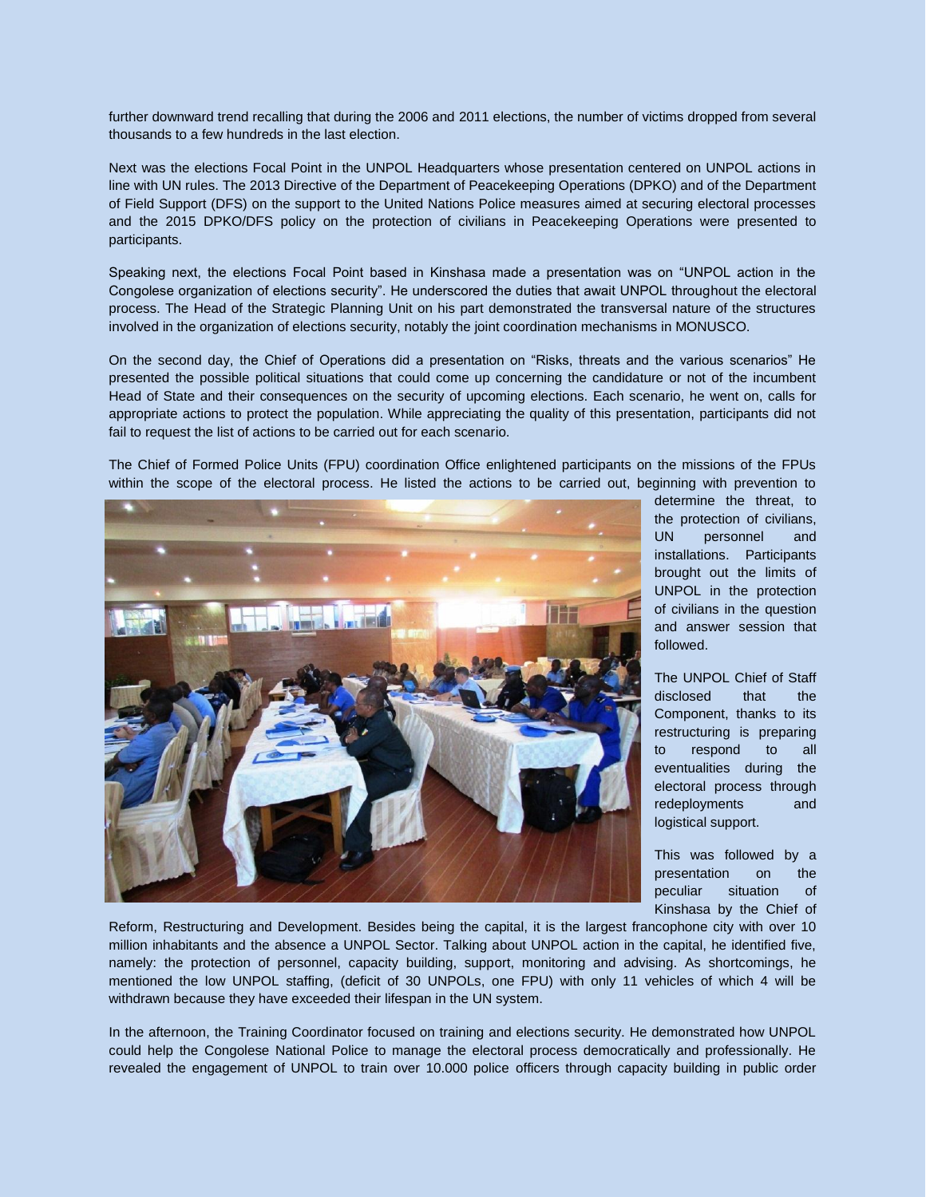further downward trend recalling that during the 2006 and 2011 elections, the number of victims dropped from several thousands to a few hundreds in the last election.

Next was the elections Focal Point in the UNPOL Headquarters whose presentation centered on UNPOL actions in line with UN rules. The 2013 Directive of the Department of Peacekeeping Operations (DPKO) and of the Department of Field Support (DFS) on the support to the United Nations Police measures aimed at securing electoral processes and the 2015 DPKO/DFS policy on the protection of civilians in Peacekeeping Operations were presented to participants.

Speaking next, the elections Focal Point based in Kinshasa made a presentation was on "UNPOL action in the Congolese organization of elections security". He underscored the duties that await UNPOL throughout the electoral process. The Head of the Strategic Planning Unit on his part demonstrated the transversal nature of the structures involved in the organization of elections security, notably the joint coordination mechanisms in MONUSCO.

On the second day, the Chief of Operations did a presentation on "Risks, threats and the various scenarios" He presented the possible political situations that could come up concerning the candidature or not of the incumbent Head of State and their consequences on the security of upcoming elections. Each scenario, he went on, calls for appropriate actions to protect the population. While appreciating the quality of this presentation, participants did not fail to request the list of actions to be carried out for each scenario.

The Chief of Formed Police Units (FPU) coordination Office enlightened participants on the missions of the FPUs within the scope of the electoral process. He listed the actions to be carried out, beginning with prevention to determine the threat, to the protection of civilians, UN personnel and installations. Participants brought out the limits of UNPOL in the protection of civilians in the question and answer session that followed.

The UNPOL Chief of Staff disclosed that the Component, thanks to its restructuring is preparing to respond to all eventualities during the electoral process through redeployments and logistical support.

This was followed by a presentation on the peculiar situation of Kinshasa by the Chief of Reform, Restructuring and Development. Besides being the capital, it is the largest francophone city with over 10 million inhabitants and the absence a UNPOL Sector. Talking about UNPOL action in the capital, he identified five, namely: the protection of personnel, capacity building, support, monitoring and advising. As shortcomings, he mentioned the low UNPOL staffing, (deficit of 30 UNPOLs, one FPU) with only 11 vehicles of which 4 will be withdrawn because they have exceeded their lifespan in the UN system.

In the afternoon, the Training Coordinator focused on training and elections security. He demonstrated how UNPOL could help the Congolese National Police to manage the electoral process democratically and professionally. He revealed the engagement of UNPOL to train over 10.000 police officers through capacity building in public order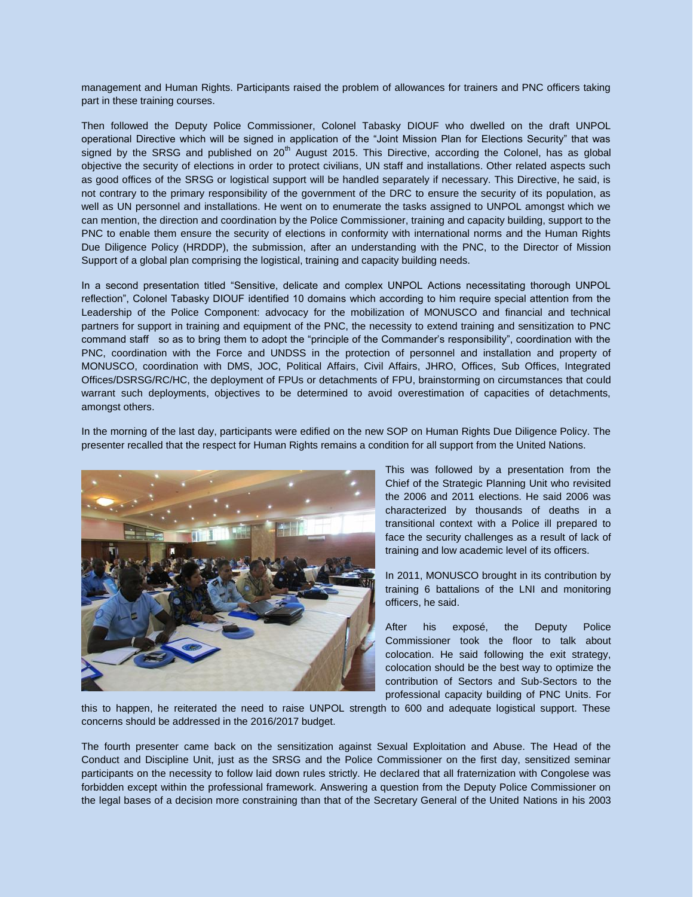management and Human Rights. Participants raised the problem of allowances for trainers and PNC officers taking part in these training courses.

Then followed the Deputy Police Commissioner, Colonel Tabasky DIOUF who dwelled on the draft UNPOL operational Directive which will be signed in application of the "Joint Mission Plan for Elections Security" that was signed by the SRSG and published on 20th August 2015. This Directive, according the Colonel, has as global objective the security of elections in order to protect civilians, UN staff and installations. Other related aspects such as good offices of the SRSG or logistical support will be handled separately if necessary. This Directive, he said, is not contrary to the primary responsibility of the government of the DRC to ensure the security of its population, as well as UN personnel and installations. He went on to enumerate the tasks assigned to UNPOL amongst which we can mention, the direction and coordination by the Police Commissioner, training and capacity building, support to the PNC to enable them ensure the security of elections in conformity with international norms and the Human Rights Due Diligence Policy (HRDDP), the submission, after an understanding with the PNC, to the Director of Mission Support of a global plan comprising the logistical, training and capacity building needs.

In a second presentation titled "Sensitive, delicate and complex UNPOL Actions necessitating thorough UNPOL reflection", Colonel Tabasky DIOUF identified 10 domains which according to him require special attention from the Leadership of the Police Component: advocacy for the mobilization of MONUSCO and financial and technical partners for support in training and equipment of the PNC, the necessity to extend training and sensitization to PNC command staff so as to bring them to adopt the "principle of the Commander's responsibility", coordination with the PNC, coordination with the Force and UNDSS in the protection of personnel and installation and property of MONUSCO, coordination with DMS, JOC, Political Affairs, Civil Affairs, JHRO, Offices, Sub Offices, Integrated Offices/DSRSG/RC/HC, the deployment of FPUs or detachments of FPU, brainstorming on circumstances that could warrant such deployments, objectives to be determined to avoid overestimation of capacities of detachments, amongst others.

In the morning of the last day, participants were edified on the new SOP on Human Rights Due Diligence Policy. The presenter recalled that the respect for Human Rights remains a condition for all support from the United Nations.

This was followed by a presentation from the Chief of the Strategic Planning Unit who revisited the 2006 and 2011 elections. He said 2006 was characterized by thousands of deaths in a transitional context with a Police ill prepared to face the security challenges as a result of lack of training and low academic level of its officers.

In 2011, MONUSCO brought in its contribution by training 6 battalions of the LNI and monitoring officers, he said.

After his exposé, the Deputy Police Commissioner took the floor to talk about colocation. He said following the exit strategy, colocation should be the best way to optimize the contribution of Sectors and Sub-Sectors to the professional capacity building of PNC Units. For this to happen, he reiterated the need to raise UNPOL strength to 600 and adequate logistical support. These concerns should be addressed in the 2016/2017 budget.

The fourth presenter came back on the sensitization against Sexual Exploitation and Abuse. The Head of the Conduct and Discipline Unit, just as the SRSG and the Police Commissioner on the first day, sensitized seminar participants on the necessity to follow laid down rules strictly. He declared that all fraternization with Congolese was forbidden except within the professional framework. Answering a question from the Deputy Police Commissioner on the legal bases of a decision more constraining than that of the Secretary General of the United Nations in his 2003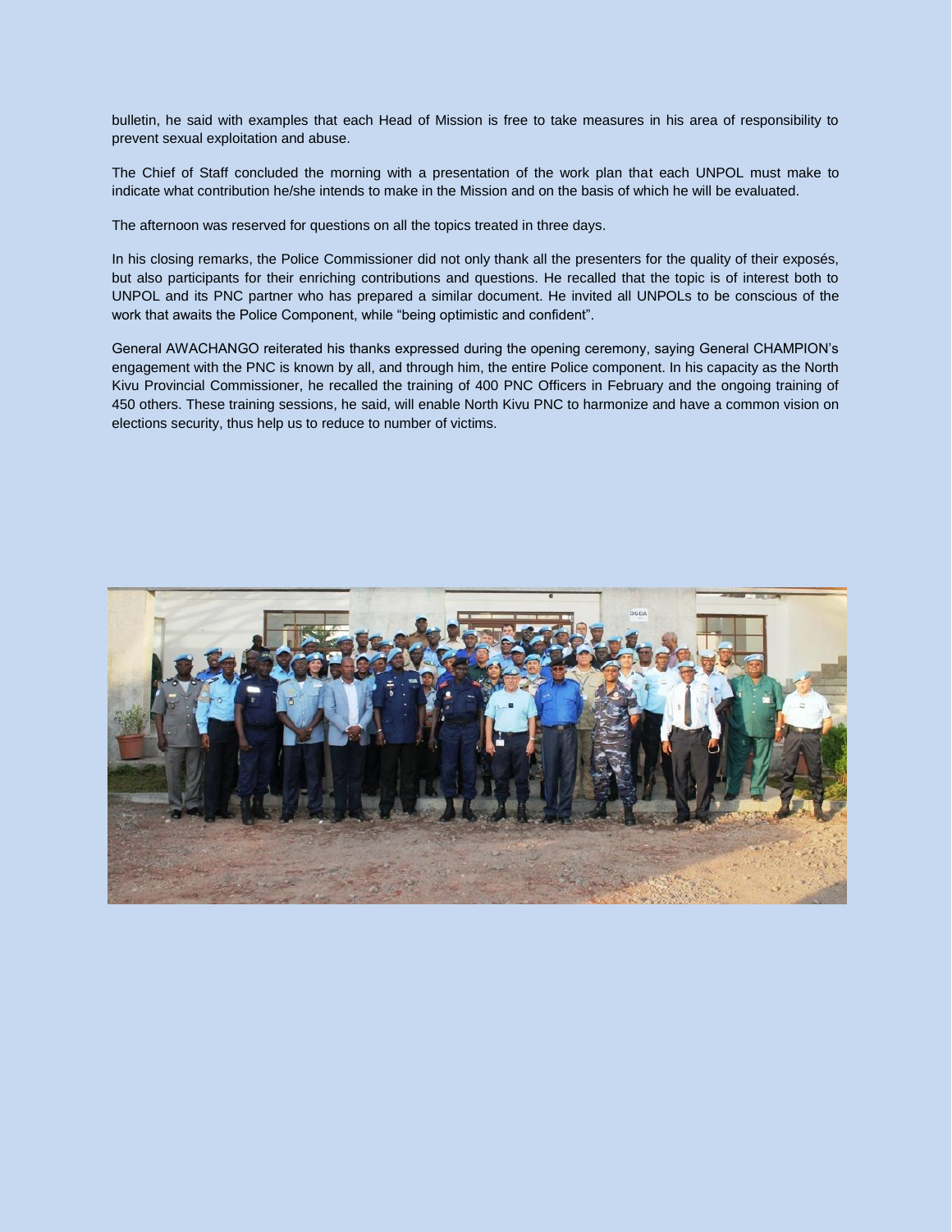bulletin, he said with examples that each Head of Mission is free to take measures in his area of responsibility to prevent sexual exploitation and abuse.

The Chief of Staff concluded the morning with a presentation of the work plan that each UNPOL must make to indicate what contribution he/she intends to make in the Mission and on the basis of which he will be evaluated.

The afternoon was reserved for questions on all the topics treated in three days.

In his closing remarks, the Police Commissioner did not only thank all the presenters for the quality of their exposés, but also participants for their enriching contributions and questions. He recalled that the topic is of interest both to UNPOL and its PNC partner who has prepared a similar document. He invited all UNPOLs to be conscious of the work that awaits the Police Component, while "being optimistic and confident".

General AWACHANGO reiterated his thanks expressed during the opening ceremony, saying General CHAMPION's engagement with the PNC is known by all, and through him, the entire Police component. In his capacity as the North Kivu Provincial Commissioner, he recalled the training of 400 PNC Officers in February and the ongoing training of 450 others. These training sessions, he said, will enable North Kivu PNC to harmonize and have a common vision on elections security, thus help us to reduce to number of victims.